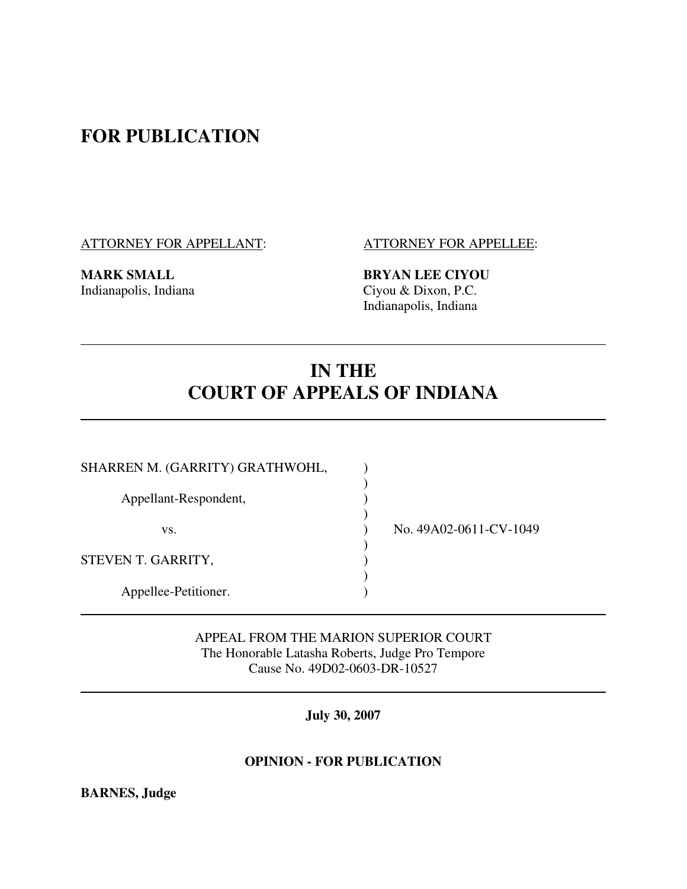**FOR PUBLICATION**

ATTORNEY FOR APPELLANT:

**MARK SMALL**
Indianapolis, Indiana

ATTORNEY FOR APPELLEE:

**BRYAN LEE CIYOU**
Ciyou & Dixon, P.C.
Indianapolis, Indiana

# IN THE COURT OF APPEALS OF INDIANA

SHARREN M. (GARRITY) GRATHWOHL,

Appellant-Respondent,

vs.

STEVEN T. GARRITY,

Appellee-Petitioner.

No. 49A02-0611-CV-1049

APPEAL FROM THE MARION SUPERIOR COURT
The Honorable Latasha Roberts, Judge Pro Tempore
Cause No. 49D02-0603-DR-10527

**July 30, 2007**

**OPINION - FOR PUBLICATION**

**BARNES, Judge**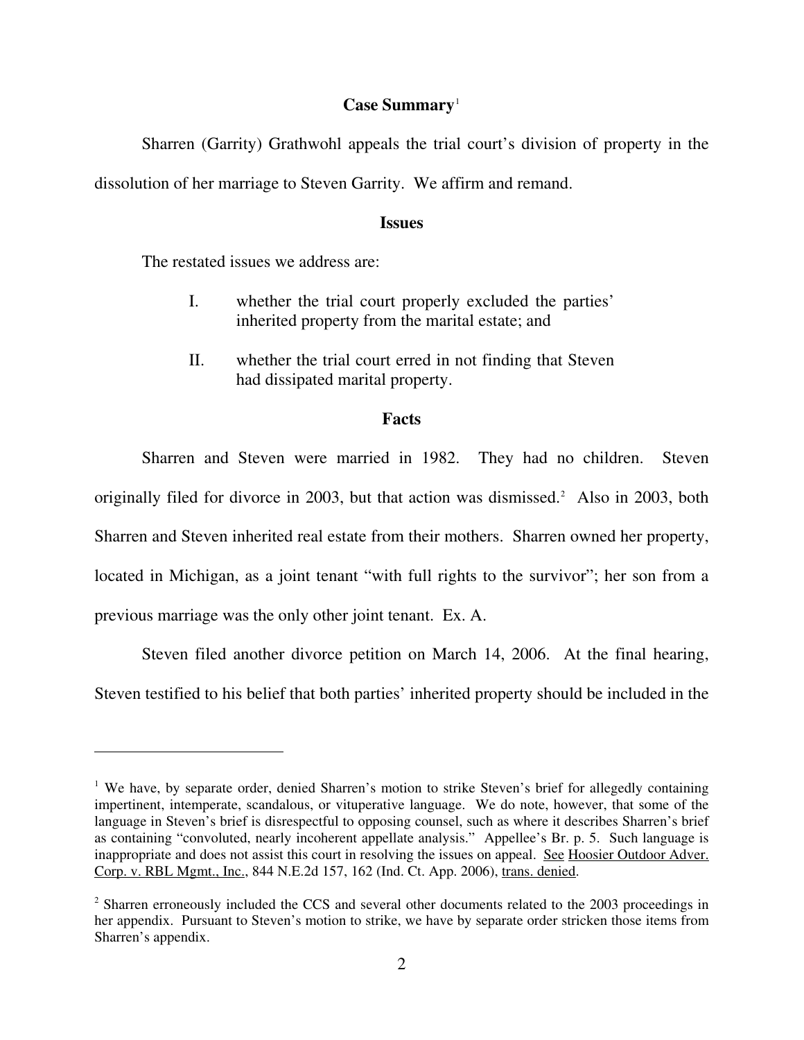## Case Summary[1]

Sharren (Garrity) Grathwohl appeals the trial court's division of property in the dissolution of her marriage to Steven Garrity. We affirm and remand.

## Issues

The restated issues we address are:

I. whether the trial court properly excluded the parties' inherited property from the marital estate; and

II. whether the trial court erred in not finding that Steven had dissipated marital property.

## Facts

Sharren and Steven were married in 1982. They had no children. Steven originally filed for divorce in 2003, but that action was dismissed.[2] Also in 2003, both Sharren and Steven inherited real estate from their mothers. Sharren owned her property, located in Michigan, as a joint tenant "with full rights to the survivor"; her son from a previous marriage was the only other joint tenant. Ex. A.

Steven filed another divorce petition on March 14, 2006. At the final hearing, Steven testified to his belief that both parties' inherited property should be included in the

---

[1] We have, by separate order, denied Sharren's motion to strike Steven's brief for allegedly containing impertinent, intemperate, scandalous, or vituperative language. We do note, however, that some of the language in Steven's brief is disrespectful to opposing counsel, such as where it describes Sharren's brief as containing "convoluted, nearly incoherent appellate analysis." Appellee's Br. p. 5. Such language is inappropriate and does not assist this court in resolving the issues on appeal. See Hoosier Outdoor Adver. Corp. v. RBL Mgmt., Inc., 844 N.E.2d 157, 162 (Ind. Ct. App. 2006), trans. denied.

[2] Sharren erroneously included the CCS and several other documents related to the 2003 proceedings in her appendix. Pursuant to Steven's motion to strike, we have by separate order stricken those items from Sharren's appendix.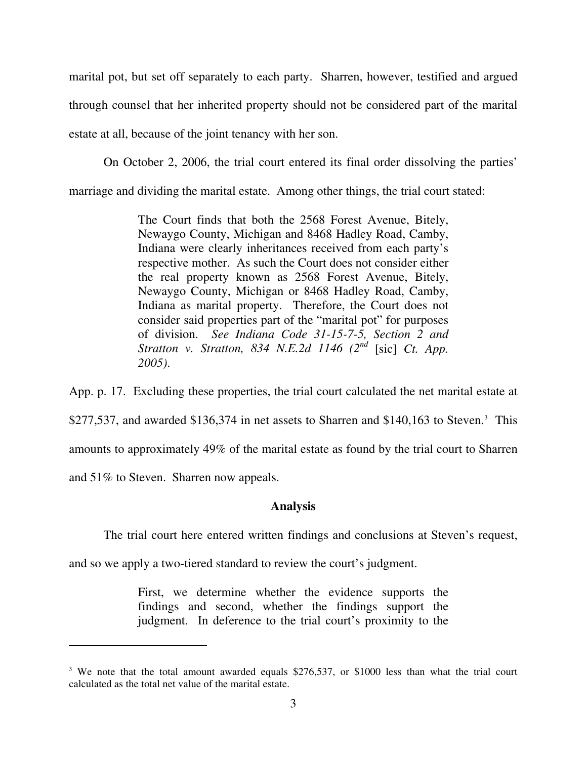marital pot, but set off separately to each party. Sharren, however, testified and argued through counsel that her inherited property should not be considered part of the marital estate at all, because of the joint tenancy with her son.

On October 2, 2006, the trial court entered its final order dissolving the parties' marriage and dividing the marital estate. Among other things, the trial court stated:

> The Court finds that both the 2568 Forest Avenue, Bitely, Newaygo County, Michigan and 8468 Hadley Road, Camby, Indiana were clearly inheritances received from each party's respective mother. As such the Court does not consider either the real property known as 2568 Forest Avenue, Bitely, Newaygo County, Michigan or 8468 Hadley Road, Camby, Indiana as marital property. Therefore, the Court does not consider said properties part of the "marital pot" for purposes of division. *See Indiana Code 31-15-7-5, Section 2 and Stratton v. Stratton, 834 N.E.2d 1146 (2nd* [sic] *Ct. App. 2005).*

App. p. 17. Excluding these properties, the trial court calculated the net marital estate at $277,537, and awarded $136,374 in net assets to Sharren and $140,163 to Steven.[3] This amounts to approximately 49% of the marital estate as found by the trial court to Sharren and 51% to Steven. Sharren now appeals.

### Analysis

The trial court here entered written findings and conclusions at Steven's request, and so we apply a two-tiered standard to review the court's judgment.

> First, we determine whether the evidence supports the findings and second, whether the findings support the judgment. In deference to the trial court's proximity to the

---

[3] We note that the total amount awarded equals $276,537, or $1000 less than what the trial court calculated as the total net value of the marital estate.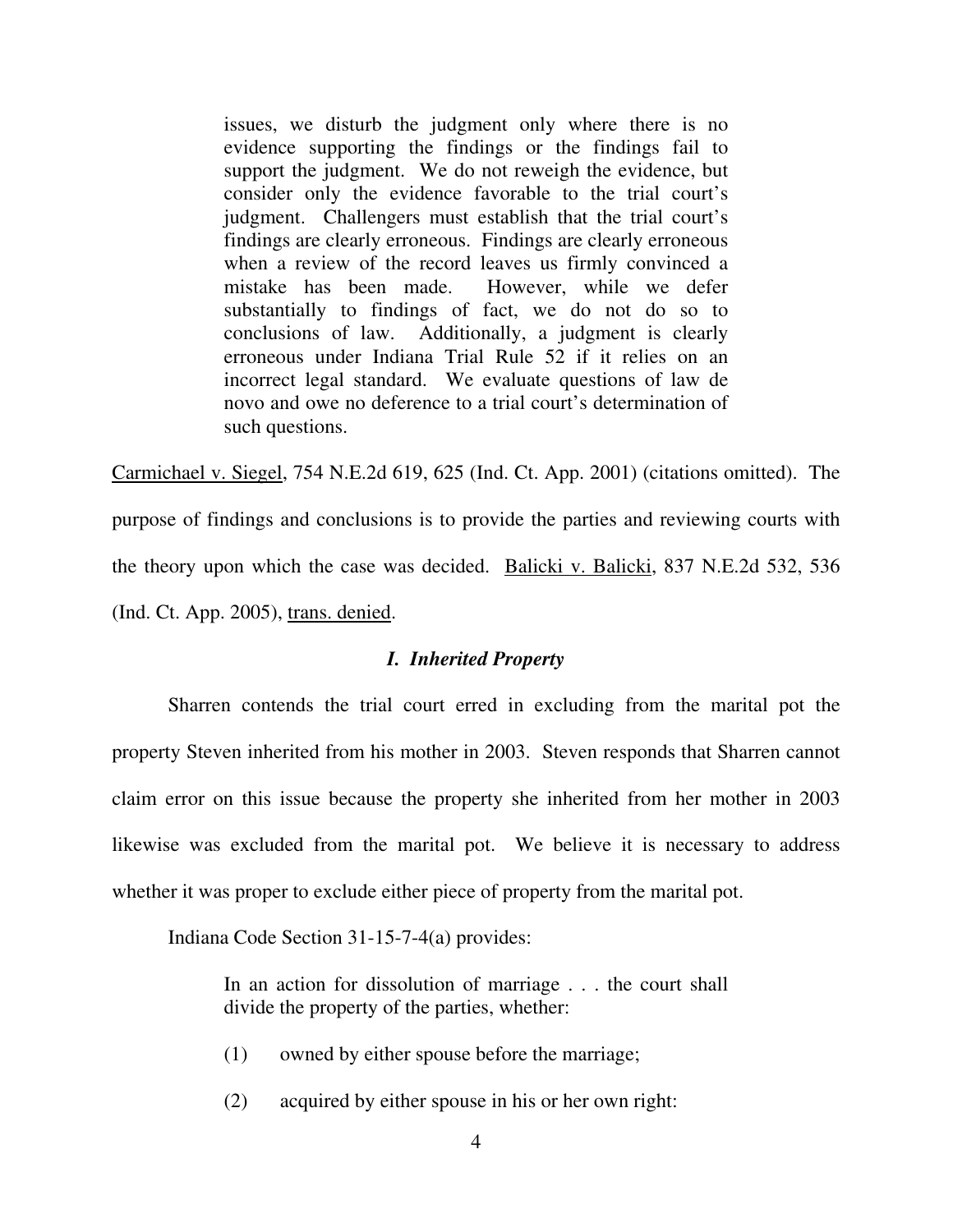> issues, we disturb the judgment only where there is no evidence supporting the findings or the findings fail to support the judgment. We do not reweigh the evidence, but consider only the evidence favorable to the trial court's judgment. Challengers must establish that the trial court's findings are clearly erroneous. Findings are clearly erroneous when a review of the record leaves us firmly convinced a mistake has been made. However, while we defer substantially to findings of fact, we do not do so to conclusions of law. Additionally, a judgment is clearly erroneous under Indiana Trial Rule 52 if it relies on an incorrect legal standard. We evaluate questions of law de novo and owe no deference to a trial court's determination of such questions.

Carmichael v. Siegel, 754 N.E.2d 619, 625 (Ind. Ct. App. 2001) (citations omitted). The purpose of findings and conclusions is to provide the parties and reviewing courts with the theory upon which the case was decided. Balicki v. Balicki, 837 N.E.2d 532, 536 (Ind. Ct. App. 2005), trans. denied.

### *I. Inherited Property*

Sharren contends the trial court erred in excluding from the marital pot the property Steven inherited from his mother in 2003. Steven responds that Sharren cannot claim error on this issue because the property she inherited from her mother in 2003 likewise was excluded from the marital pot. We believe it is necessary to address whether it was proper to exclude either piece of property from the marital pot.

Indiana Code Section 31-15-7-4(a) provides:

> In an action for dissolution of marriage . . . the court shall divide the property of the parties, whether:
>
> (1) owned by either spouse before the marriage;
>
> (2) acquired by either spouse in his or her own right: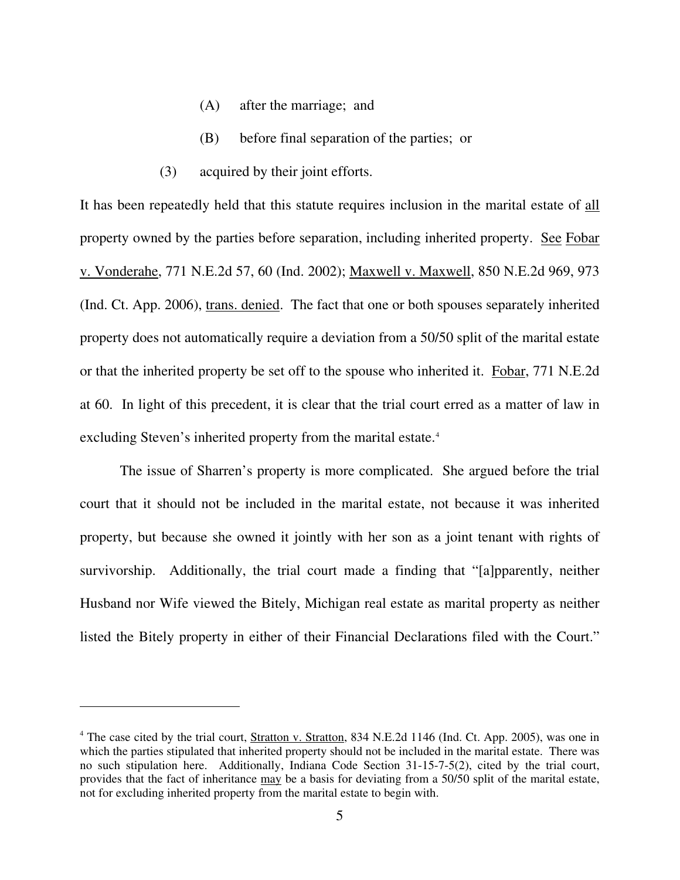(A) after the marriage; and

(B) before final separation of the parties; or

(3) acquired by their joint efforts.

It has been repeatedly held that this statute requires inclusion in the marital estate of all property owned by the parties before separation, including inherited property. See Fobar v. Vonderahe, 771 N.E.2d 57, 60 (Ind. 2002); Maxwell v. Maxwell, 850 N.E.2d 969, 973 (Ind. Ct. App. 2006), trans. denied. The fact that one or both spouses separately inherited property does not automatically require a deviation from a 50/50 split of the marital estate or that the inherited property be set off to the spouse who inherited it. Fobar, 771 N.E.2d at 60. In light of this precedent, it is clear that the trial court erred as a matter of law in excluding Steven's inherited property from the marital estate.[4]

The issue of Sharren's property is more complicated. She argued before the trial court that it should not be included in the marital estate, not because it was inherited property, but because she owned it jointly with her son as a joint tenant with rights of survivorship. Additionally, the trial court made a finding that "[a]pparently, neither Husband nor Wife viewed the Bitely, Michigan real estate as marital property as neither listed the Bitely property in either of their Financial Declarations filed with the Court."

---

[4] The case cited by the trial court, Stratton v. Stratton, 834 N.E.2d 1146 (Ind. Ct. App. 2005), was one in which the parties stipulated that inherited property should not be included in the marital estate. There was no such stipulation here. Additionally, Indiana Code Section 31-15-7-5(2), cited by the trial court, provides that the fact of inheritance may be a basis for deviating from a 50/50 split of the marital estate, not for excluding inherited property from the marital estate to begin with.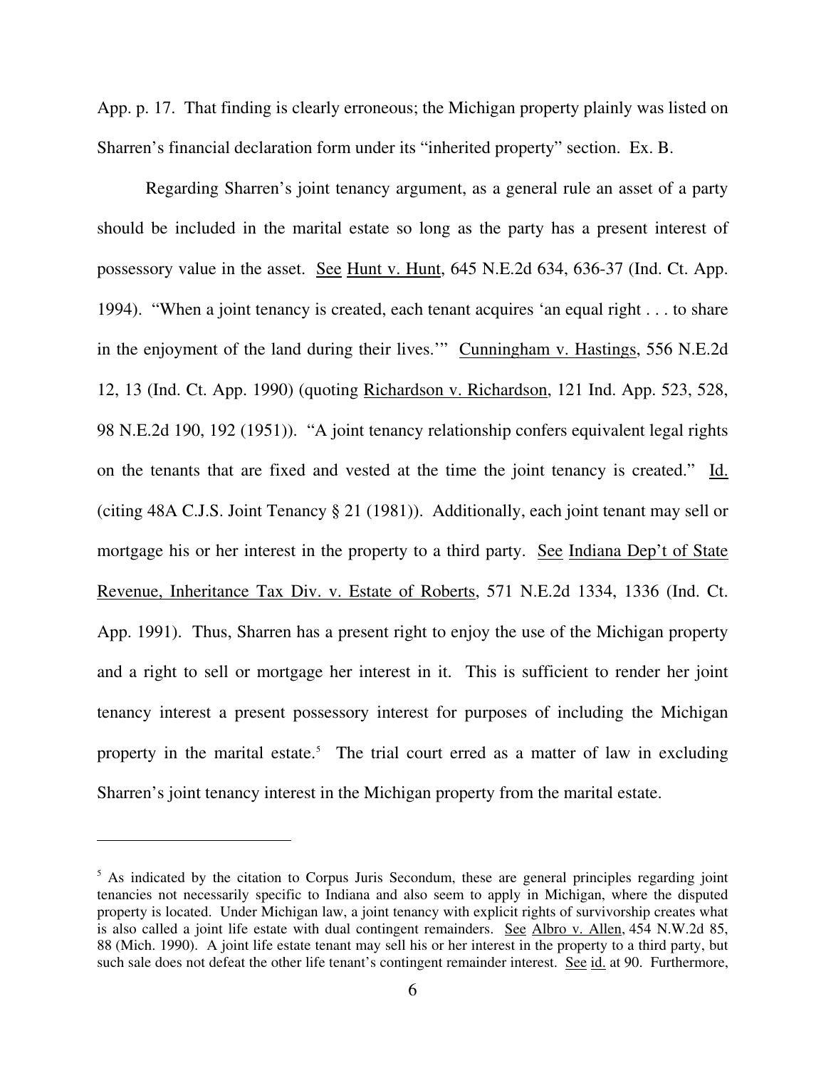App. p. 17. That finding is clearly erroneous; the Michigan property plainly was listed on Sharren's financial declaration form under its "inherited property" section. Ex. B.

Regarding Sharren's joint tenancy argument, as a general rule an asset of a party should be included in the marital estate so long as the party has a present interest of possessory value in the asset. See Hunt v. Hunt, 645 N.E.2d 634, 636-37 (Ind. Ct. App. 1994). "When a joint tenancy is created, each tenant acquires 'an equal right . . . to share in the enjoyment of the land during their lives.'" Cunningham v. Hastings, 556 N.E.2d 12, 13 (Ind. Ct. App. 1990) (quoting Richardson v. Richardson, 121 Ind. App. 523, 528, 98 N.E.2d 190, 192 (1951)). "A joint tenancy relationship confers equivalent legal rights on the tenants that are fixed and vested at the time the joint tenancy is created." Id. (citing 48A C.J.S. Joint Tenancy § 21 (1981)). Additionally, each joint tenant may sell or mortgage his or her interest in the property to a third party. See Indiana Dep't of State Revenue, Inheritance Tax Div. v. Estate of Roberts, 571 N.E.2d 1334, 1336 (Ind. Ct. App. 1991). Thus, Sharren has a present right to enjoy the use of the Michigan property and a right to sell or mortgage her interest in it. This is sufficient to render her joint tenancy interest a present possessory interest for purposes of including the Michigan property in the marital estate.[5] The trial court erred as a matter of law in excluding Sharren's joint tenancy interest in the Michigan property from the marital estate.

---

[5] As indicated by the citation to Corpus Juris Secondum, these are general principles regarding joint tenancies not necessarily specific to Indiana and also seem to apply in Michigan, where the disputed property is located. Under Michigan law, a joint tenancy with explicit rights of survivorship creates what is also called a joint life estate with dual contingent remainders. See Albro v. Allen, 454 N.W.2d 85, 88 (Mich. 1990). A joint life estate tenant may sell his or her interest in the property to a third party, but such sale does not defeat the other life tenant's contingent remainder interest. See id. at 90. Furthermore,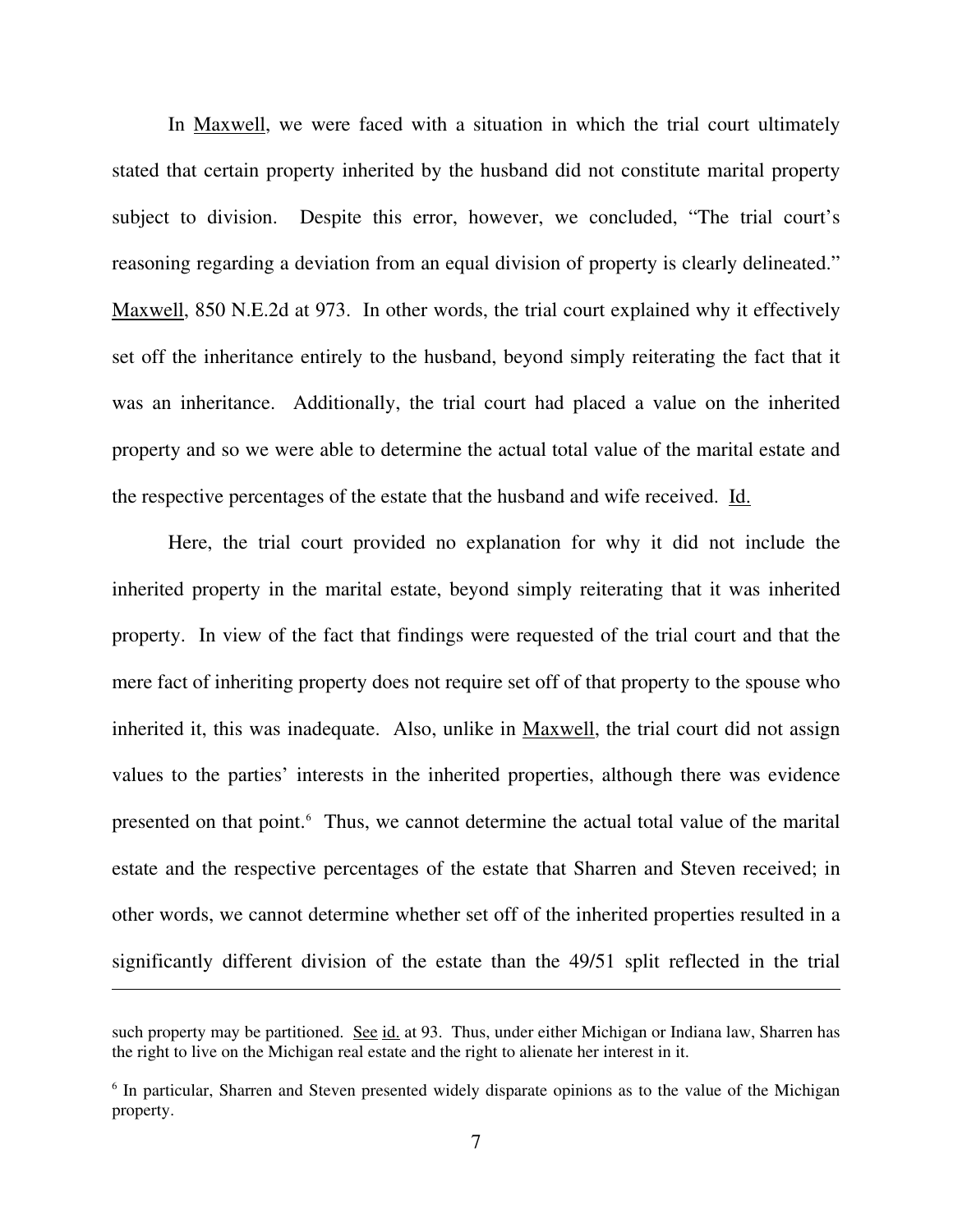In Maxwell, we were faced with a situation in which the trial court ultimately stated that certain property inherited by the husband did not constitute marital property subject to division. Despite this error, however, we concluded, "The trial court's reasoning regarding a deviation from an equal division of property is clearly delineated." Maxwell, 850 N.E.2d at 973. In other words, the trial court explained why it effectively set off the inheritance entirely to the husband, beyond simply reiterating the fact that it was an inheritance. Additionally, the trial court had placed a value on the inherited property and so we were able to determine the actual total value of the marital estate and the respective percentages of the estate that the husband and wife received. Id.

Here, the trial court provided no explanation for why it did not include the inherited property in the marital estate, beyond simply reiterating that it was inherited property. In view of the fact that findings were requested of the trial court and that the mere fact of inheriting property does not require set off of that property to the spouse who inherited it, this was inadequate. Also, unlike in Maxwell, the trial court did not assign values to the parties' interests in the inherited properties, although there was evidence presented on that point.[6] Thus, we cannot determine the actual total value of the marital estate and the respective percentages of the estate that Sharren and Steven received; in other words, we cannot determine whether set off of the inherited properties resulted in a significantly different division of the estate than the 49/51 split reflected in the trial

---

such property may be partitioned. See id. at 93. Thus, under either Michigan or Indiana law, Sharren has the right to live on the Michigan real estate and the right to alienate her interest in it.

[6] In particular, Sharren and Steven presented widely disparate opinions as to the value of the Michigan property.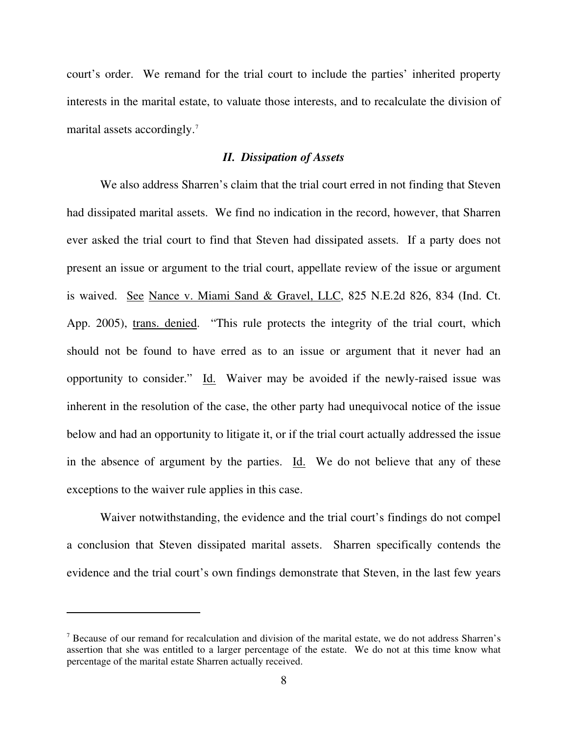court's order. We remand for the trial court to include the parties' inherited property interests in the marital estate, to valuate those interests, and to recalculate the division of marital assets accordingly.[7]

### *II. Dissipation of Assets*

We also address Sharren's claim that the trial court erred in not finding that Steven had dissipated marital assets. We find no indication in the record, however, that Sharren ever asked the trial court to find that Steven had dissipated assets. If a party does not present an issue or argument to the trial court, appellate review of the issue or argument is waived. See Nance v. Miami Sand & Gravel, LLC, 825 N.E.2d 826, 834 (Ind. Ct. App. 2005), trans. denied. "This rule protects the integrity of the trial court, which should not be found to have erred as to an issue or argument that it never had an opportunity to consider." Id. Waiver may be avoided if the newly-raised issue was inherent in the resolution of the case, the other party had unequivocal notice of the issue below and had an opportunity to litigate it, or if the trial court actually addressed the issue in the absence of argument by the parties. Id. We do not believe that any of these exceptions to the waiver rule applies in this case.

Waiver notwithstanding, the evidence and the trial court's findings do not compel a conclusion that Steven dissipated marital assets. Sharren specifically contends the evidence and the trial court's own findings demonstrate that Steven, in the last few years

---

[7] Because of our remand for recalculation and division of the marital estate, we do not address Sharren's assertion that she was entitled to a larger percentage of the estate. We do not at this time know what percentage of the marital estate Sharren actually received.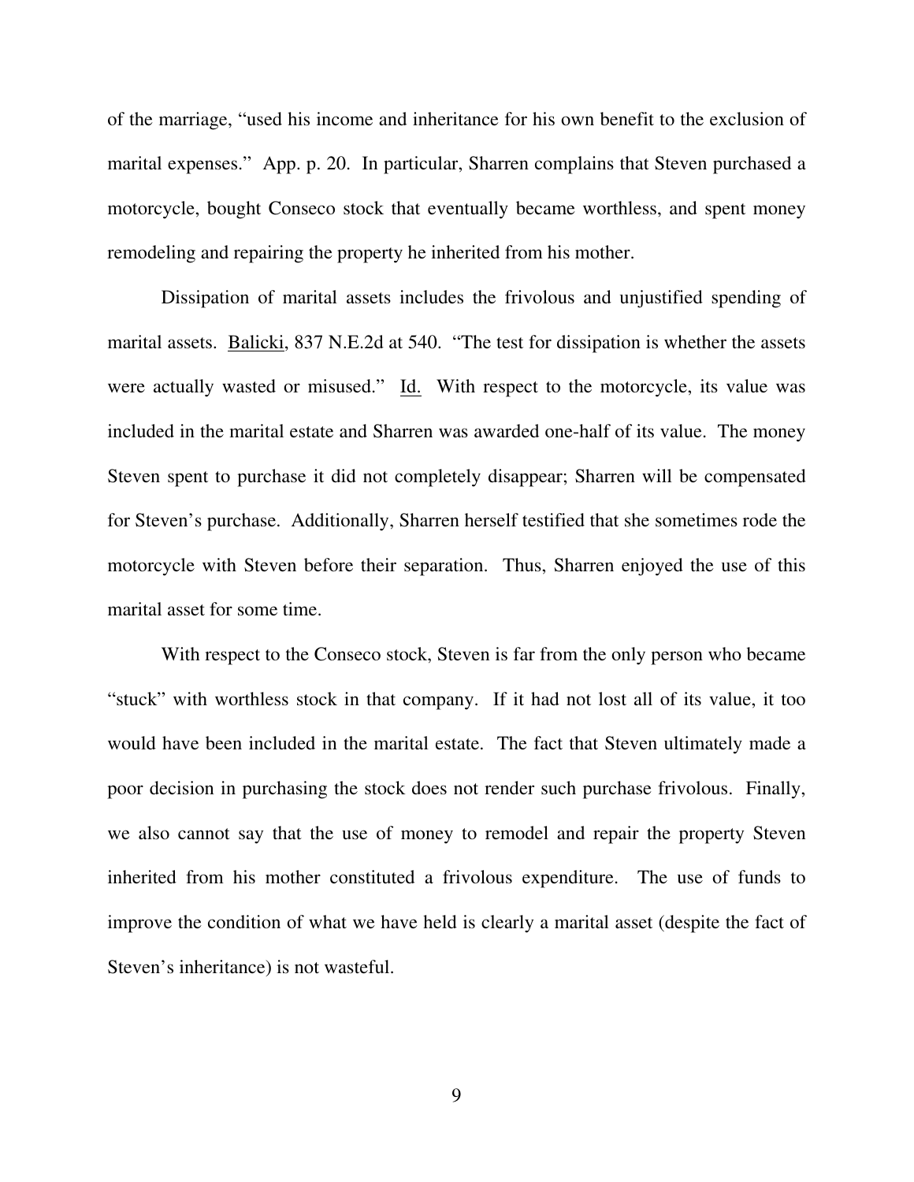of the marriage, "used his income and inheritance for his own benefit to the exclusion of marital expenses." App. p. 20. In particular, Sharren complains that Steven purchased a motorcycle, bought Conseco stock that eventually became worthless, and spent money remodeling and repairing the property he inherited from his mother.

Dissipation of marital assets includes the frivolous and unjustified spending of marital assets. Balicki, 837 N.E.2d at 540. "The test for dissipation is whether the assets were actually wasted or misused." Id. With respect to the motorcycle, its value was included in the marital estate and Sharren was awarded one-half of its value. The money Steven spent to purchase it did not completely disappear; Sharren will be compensated for Steven's purchase. Additionally, Sharren herself testified that she sometimes rode the motorcycle with Steven before their separation. Thus, Sharren enjoyed the use of this marital asset for some time.

With respect to the Conseco stock, Steven is far from the only person who became "stuck" with worthless stock in that company. If it had not lost all of its value, it too would have been included in the marital estate. The fact that Steven ultimately made a poor decision in purchasing the stock does not render such purchase frivolous. Finally, we also cannot say that the use of money to remodel and repair the property Steven inherited from his mother constituted a frivolous expenditure. The use of funds to improve the condition of what we have held is clearly a marital asset (despite the fact of Steven's inheritance) is not wasteful.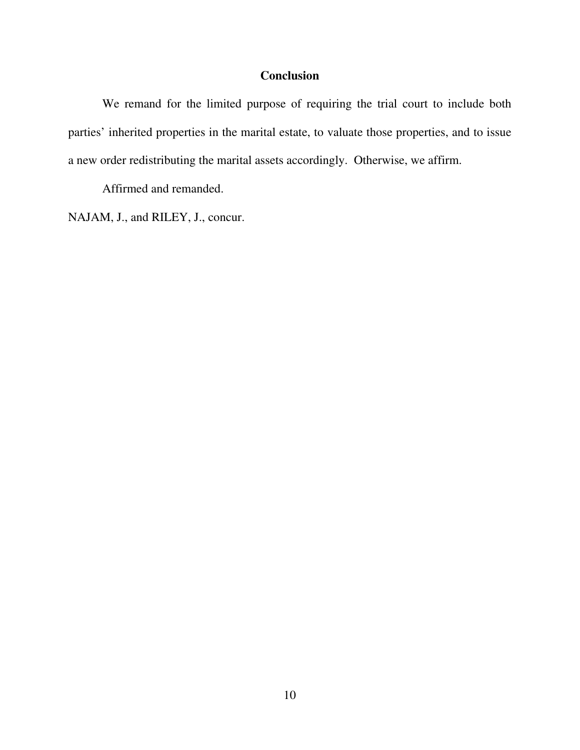## Conclusion

We remand for the limited purpose of requiring the trial court to include both parties' inherited properties in the marital estate, to valuate those properties, and to issue a new order redistributing the marital assets accordingly. Otherwise, we affirm.

Affirmed and remanded.

NAJAM, J., and RILEY, J., concur.